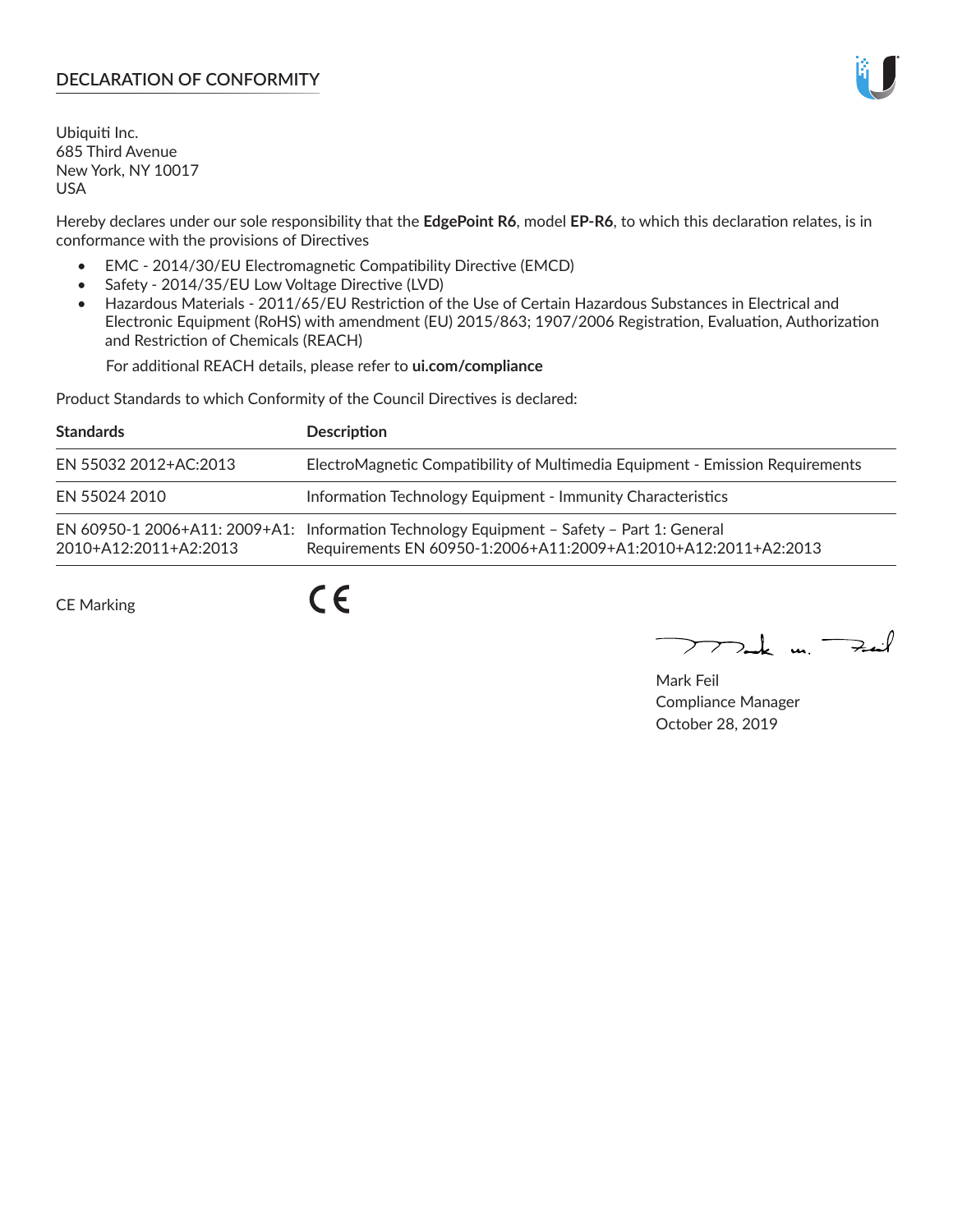## DECLARATION OF CONFORMITY

Ubiquiti Inc.
685 Third Avenue
New York, NY 10017
USA

Hereby declares under our sole responsibility that the **EdgePoint R6**, model **EP-R6**, to which this declaration relates, is in conformance with the provisions of Directives

- EMC - 2014/30/EU Electromagnetic Compatibility Directive (EMCD)
- Safety - 2014/35/EU Low Voltage Directive (LVD)
- Hazardous Materials - 2011/65/EU Restriction of the Use of Certain Hazardous Substances in Electrical and Electronic Equipment (RoHS) with amendment (EU) 2015/863; 1907/2006 Registration, Evaluation, Authorization and Restriction of Chemicals (REACH)

  For additional REACH details, please refer to **ui.com/compliance**

Product Standards to which Conformity of the Council Directives is declared:

| Standards | Description |
| --- | --- |
| EN 55032 2012+AC:2013 | ElectroMagnetic Compatibility of Multimedia Equipment - Emission Requirements |
| EN 55024 2010 | Information Technology Equipment - Immunity Characteristics |
| EN 60950-1 2006+A11: 2009+A1: 2010+A12:2011+A2:2013 | Information Technology Equipment – Safety – Part 1: General Requirements EN 60950-1:2006+A11:2009+A1:2010+A12:2011+A2:2013 |

CE Marking CE

Mark Feil
Compliance Manager
October 28, 2019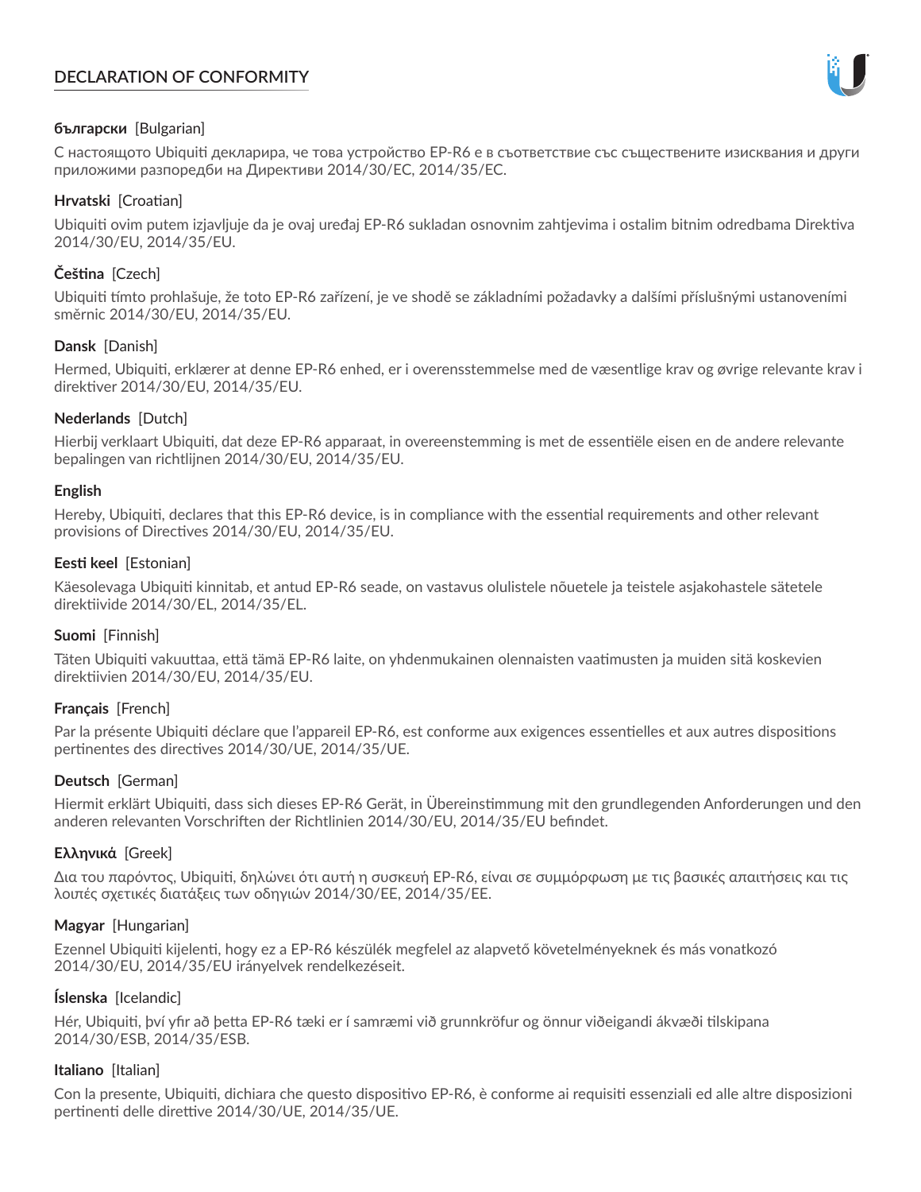# DECLARATION OF CONFORMITY

**български** [Bulgarian]

С настоящото Ubiquiti декларира, че това устройство EP-R6 е в съответствие със съществените изисквания и други приложими разпоредби на Директиви 2014/30/ЕС, 2014/35/ЕС.

**Hrvatski** [Croatian]

Ubiquiti ovim putem izjavljuje da je ovaj uređaj EP-R6 sukladan osnovnim zahtjevima i ostalim bitnim odredbama Direktiva 2014/30/EU, 2014/35/EU.

**Čeština** [Czech]

Ubiquiti tímto prohlašuje, že toto EP-R6 zařízení, je ve shodě se základními požadavky a dalšími příslušnými ustanoveními směrnic 2014/30/EU, 2014/35/EU.

**Dansk** [Danish]

Hermed, Ubiquiti, erklærer at denne EP-R6 enhed, er i overensstemmelse med de væsentlige krav og øvrige relevante krav i direktiver 2014/30/EU, 2014/35/EU.

**Nederlands** [Dutch]

Hierbij verklaart Ubiquiti, dat deze EP-R6 apparaat, in overeenstemming is met de essentiële eisen en de andere relevante bepalingen van richtlijnen 2014/30/EU, 2014/35/EU.

**English**

Hereby, Ubiquiti, declares that this EP-R6 device, is in compliance with the essential requirements and other relevant provisions of Directives 2014/30/EU, 2014/35/EU.

**Eesti keel** [Estonian]

Käesolevaga Ubiquiti kinnitab, et antud EP-R6 seade, on vastavus olulistele nõuetele ja teistele asjakohastele sätetele direktiivide 2014/30/EL, 2014/35/EL.

**Suomi** [Finnish]

Täten Ubiquiti vakuuttaa, että tämä EP-R6 laite, on yhdenmukainen olennaisten vaatimusten ja muiden sitä koskevien direktiivien 2014/30/EU, 2014/35/EU.

**Français** [French]

Par la présente Ubiquiti déclare que l'appareil EP-R6, est conforme aux exigences essentielles et aux autres dispositions pertinentes des directives 2014/30/UE, 2014/35/UE.

**Deutsch** [German]

Hiermit erklärt Ubiquiti, dass sich dieses EP-R6 Gerät, in Übereinstimmung mit den grundlegenden Anforderungen und den anderen relevanten Vorschriften der Richtlinien 2014/30/EU, 2014/35/EU befindet.

**Ελληνικά** [Greek]

Δια του παρόντος, Ubiquiti, δηλώνει ότι αυτή η συσκευή EP-R6, είναι σε συμμόρφωση με τις βασικές απαιτήσεις και τις λοιπές σχετικές διατάξεις των οδηγιών 2014/30/EE, 2014/35/EE.

**Magyar** [Hungarian]

Ezennel Ubiquiti kijelenti, hogy ez a EP-R6 készülék megfelel az alapvető követelményeknek és más vonatkozó 2014/30/EU, 2014/35/EU irányelvek rendelkezéseit.

**Íslenska** [Icelandic]

Hér, Ubiquiti, því yfir að þetta EP-R6 tæki er í samræmi við grunnkröfur og önnur viðeigandi ákvæði tilskipana 2014/30/ESB, 2014/35/ESB.

**Italiano** [Italian]

Con la presente, Ubiquiti, dichiara che questo dispositivo EP-R6, è conforme ai requisiti essenziali ed alle altre disposizioni pertinenti delle direttive 2014/30/UE, 2014/35/UE.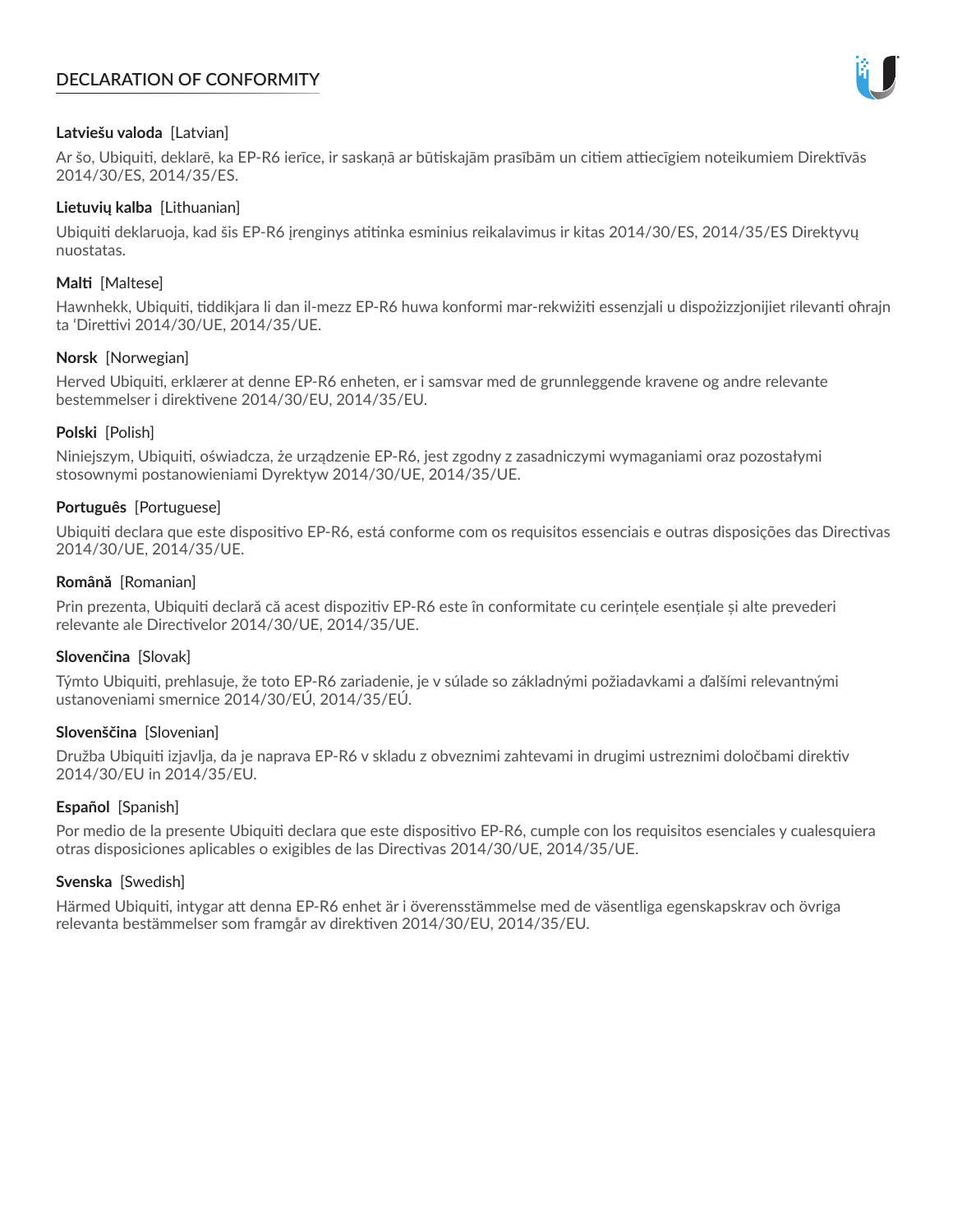# DECLARATION OF CONFORMITY

**Latviešu valoda** [Latvian]

Ar šo, Ubiquiti, deklarē, ka EP-R6 ierīce, ir saskaņā ar būtiskajām prasībām un citiem attiecīgiem noteikumiem Direktīvās 2014/30/ES, 2014/35/ES.

**Lietuvių kalba** [Lithuanian]

Ubiquiti deklaruoja, kad šis EP-R6 įrenginys atitinka esminius reikalavimus ir kitas 2014/30/ES, 2014/35/ES Direktyvų nuostatas.

**Malti** [Maltese]

Hawnhekk, Ubiquiti, tiddikjara li dan il-mezz EP-R6 huwa konformi mar-rekwiżiti essenzjali u dispożizzjonijiet rilevanti oħrajn ta 'Direttivi 2014/30/UE, 2014/35/UE.

**Norsk** [Norwegian]

Herved Ubiquiti, erklærer at denne EP-R6 enheten, er i samsvar med de grunnleggende kravene og andre relevante bestemmelser i direktivene 2014/30/EU, 2014/35/EU.

**Polski** [Polish]

Niniejszym, Ubiquiti, oświadcza, że urządzenie EP-R6, jest zgodny z zasadniczymi wymaganiami oraz pozostałymi stosownymi postanowieniami Dyrektyw 2014/30/UE, 2014/35/UE.

**Português** [Portuguese]

Ubiquiti declara que este dispositivo EP-R6, está conforme com os requisitos essenciais e outras disposições das Directivas 2014/30/UE, 2014/35/UE.

**Română** [Romanian]

Prin prezenta, Ubiquiti declară că acest dispozitiv EP-R6 este în conformitate cu cerințele esențiale și alte prevederi relevante ale Directivelor 2014/30/UE, 2014/35/UE.

**Slovenčina** [Slovak]

Týmto Ubiquiti, prehlasuje, že toto EP-R6 zariadenie, je v súlade so základnými požiadavkami a ďalšími relevantnými ustanoveniami smernice 2014/30/EÚ, 2014/35/EÚ.

**Slovenščina** [Slovenian]

Družba Ubiquiti izjavlja, da je naprava EP-R6 v skladu z obveznimi zahtevami in drugimi ustreznimi določbami direktiv 2014/30/EU in 2014/35/EU.

**Español** [Spanish]

Por medio de la presente Ubiquiti declara que este dispositivo EP-R6, cumple con los requisitos esenciales y cualesquiera otras disposiciones aplicables o exigibles de las Directivas 2014/30/UE, 2014/35/UE.

**Svenska** [Swedish]

Härmed Ubiquiti, intygar att denna EP-R6 enhet är i överensstämmelse med de väsentliga egenskapskrav och övriga relevanta bestämmelser som framgår av direktiven 2014/30/EU, 2014/35/EU.